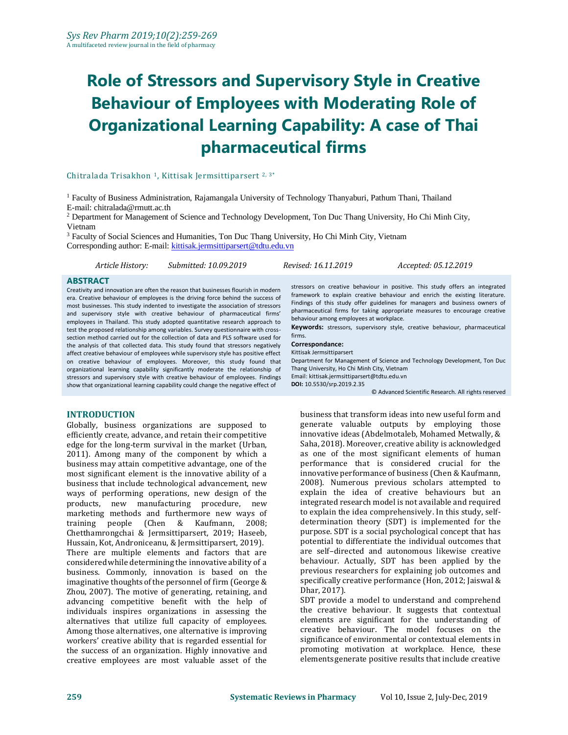# Role of Stressors and Supervisory Style in Creative Behaviour of Employees with Moderating Role of Organizational Learning Capability: A case of Thai pharmaceutical firms

Chitralada Trisakhon [1], Kittisak Jermsittiparsert [2, 3*]

[1] Faculty of Business Administration, Rajamangala University of Technology Thanyaburi, Pathum Thani, Thailand
E-mail: chitralada@rmutt.ac.th

[2] Department for Management of Science and Technology Development, Ton Duc Thang University, Ho Chi Minh City, Vietnam

[3] Faculty of Social Sciences and Humanities, Ton Duc Thang University, Ho Chi Minh City, Vietnam

Corresponding author: E-mail: kittisak.jermsittiparsert@tdtu.edu.vn

*Article History: Submitted: 10.09.2019 Revised: 16.11.2019 Accepted: 05.12.2019*

## ABSTRACT

Creativity and innovation are often the reason that businesses flourish in modern era. Creative behaviour of employees is the driving force behind the success of most businesses. This study indented to investigate the association of stressors and supervisory style with creative behaviour of pharmaceutical firms' employees in Thailand. This study adopted quantitative research approach to test the proposed relationship among variables. Survey questionnaire with cross-section method carried out for the collection of data and PLS software used for the analysis of that collected data. This study found that stressors negatively affect creative behaviour of employees while supervisory style has positive effect on creative behaviour of employees. Moreover, this study found that organizational learning capability significantly moderate the relationship of stressors and supervisory style with creative behaviour of employees. Findings show that organizational learning capability could change the negative effect of stressors on creative behaviour in positive. This study offers an integrated framework to explain creative behaviour and enrich the existing literature. Findings of this study offer guidelines for managers and business owners of pharmaceutical firms for taking appropriate measures to encourage creative behaviour among employees at workplace.

**Keywords:** stressors, supervisory style, creative behaviour, pharmaceutical firms.

**Correspondance:**
Kittisak Jermsittiparsert
Department for Management of Science and Technology Development, Ton Duc Thang University, Ho Chi Minh City, Vietnam
Email: kittisak.jermsittiparsert@tdtu.edu.vn
**DOI:** 10.5530/srp.2019.2.35

© Advanced Scientific Research. All rights reserved

## INTRODUCTION

Globally, business organizations are supposed to efficiently create, advance, and retain their competitive edge for the long-term survival in the market (Urban, 2011). Among many of the component by which a business may attain competitive advantage, one of the most significant element is the innovative ability of a business that include technological advancement, new ways of performing operations, new design of the products, new manufacturing procedure, new marketing methods and furthermore new ways of training people (Chen & Kaufmann, 2008; Chetthamrongchai & Jermsittiparsert, 2019; Haseeb, Hussain, Kot, Androniceanu, & Jermsittiparsert, 2019).

There are multiple elements and factors that are considered while determining the innovative ability of a business. Commonly, innovation is based on the imaginative thoughts of the personnel of firm (George & Zhou, 2007). The motive of generating, retaining, and advancing competitive benefit with the help of individuals inspires organizations in assessing the alternatives that utilize full capacity of employees. Among those alternatives, one alternative is improving workers' creative ability that is regarded essential for the success of an organization. Highly innovative and creative employees are most valuable asset of the business that transform ideas into new useful form and generate valuable outputs by employing those innovative ideas (Abdelmotaleb, Mohamed Metwally, & Saha, 2018). Moreover, creative ability is acknowledged as one of the most significant elements of human performance that is considered crucial for the innovative performance of business (Chen & Kaufmann, 2008). Numerous previous scholars attempted to explain the idea of creative behaviours but an integrated research model is not available and required to explain the idea comprehensively. In this study, self-determination theory (SDT) is implemented for the purpose. SDT is a social psychological concept that has potential to differentiate the individual outcomes that are self–directed and autonomous likewise creative behaviour. Actually, SDT has been applied by the previous researchers for explaining job outcomes and specifically creative performance (Hon, 2012; Jaiswal & Dhar, 2017).

SDT provide a model to understand and comprehend the creative behaviour. It suggests that contextual elements are significant for the understanding of creative behaviour. The model focuses on the significance of environmental or contextual elements in promoting motivation at workplace. Hence, these elements generate positive results that include creative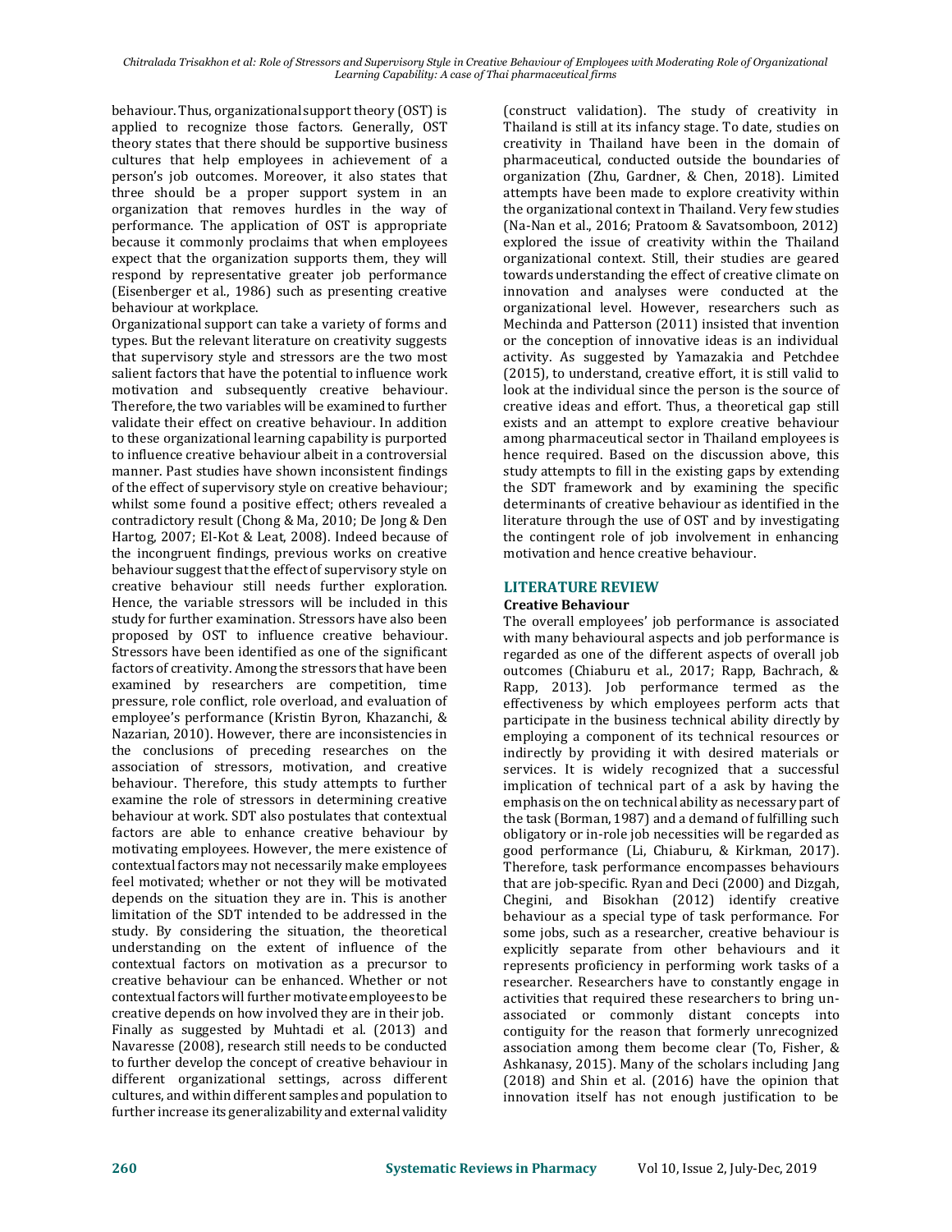behaviour. Thus, organizational support theory (OST) is applied to recognize those factors. Generally, OST theory states that there should be supportive business cultures that help employees in achievement of a person's job outcomes. Moreover, it also states that three should be a proper support system in an organization that removes hurdles in the way of performance. The application of OST is appropriate because it commonly proclaims that when employees expect that the organization supports them, they will respond by representative greater job performance (Eisenberger et al., 1986) such as presenting creative behaviour at workplace.

Organizational support can take a variety of forms and types. But the relevant literature on creativity suggests that supervisory style and stressors are the two most salient factors that have the potential to influence work motivation and subsequently creative behaviour. Therefore, the two variables will be examined to further validate their effect on creative behaviour. In addition to these organizational learning capability is purported to influence creative behaviour albeit in a controversial manner. Past studies have shown inconsistent findings of the effect of supervisory style on creative behaviour; whilst some found a positive effect; others revealed a contradictory result (Chong & Ma, 2010; De Jong & Den Hartog, 2007; El-Kot & Leat, 2008). Indeed because of the incongruent findings, previous works on creative behaviour suggest that the effect of supervisory style on creative behaviour still needs further exploration. Hence, the variable stressors will be included in this study for further examination. Stressors have also been proposed by OST to influence creative behaviour. Stressors have been identified as one of the significant factors of creativity. Among the stressors that have been examined by researchers are competition, time pressure, role conflict, role overload, and evaluation of employee's performance (Kristin Byron, Khazanchi, & Nazarian, 2010). However, there are inconsistencies in the conclusions of preceding researches on the association of stressors, motivation, and creative behaviour. Therefore, this study attempts to further examine the role of stressors in determining creative behaviour at work. SDT also postulates that contextual factors are able to enhance creative behaviour by motivating employees. However, the mere existence of contextual factors may not necessarily make employees feel motivated; whether or not they will be motivated depends on the situation they are in. This is another limitation of the SDT intended to be addressed in the study. By considering the situation, the theoretical understanding on the extent of influence of the contextual factors on motivation as a precursor to creative behaviour can be enhanced. Whether or not contextual factors will further motivate employees to be creative depends on how involved they are in their job.

Finally as suggested by Muhtadi et al. (2013) and Navaresse (2008), research still needs to be conducted to further develop the concept of creative behaviour in different organizational settings, across different cultures, and within different samples and population to further increase its generalizability and external validity (construct validation). The study of creativity in Thailand is still at its infancy stage. To date, studies on creativity in Thailand have been in the domain of pharmaceutical, conducted outside the boundaries of organization (Zhu, Gardner, & Chen, 2018). Limited attempts have been made to explore creativity within the organizational context in Thailand. Very few studies (Na-Nan et al., 2016; Pratoom & Savatsomboon, 2012) explored the issue of creativity within the Thailand organizational context. Still, their studies are geared towards understanding the effect of creative climate on innovation and analyses were conducted at the organizational level. However, researchers such as Mechinda and Patterson (2011) insisted that invention or the conception of innovative ideas is an individual activity. As suggested by Yamazakia and Petchdee (2015), to understand, creative effort, it is still valid to look at the individual since the person is the source of creative ideas and effort. Thus, a theoretical gap still exists and an attempt to explore creative behaviour among pharmaceutical sector in Thailand employees is hence required. Based on the discussion above, this study attempts to fill in the existing gaps by extending the SDT framework and by examining the specific determinants of creative behaviour as identified in the literature through the use of OST and by investigating the contingent role of job involvement in enhancing motivation and hence creative behaviour.

## LITERATURE REVIEW

### Creative Behaviour

The overall employees' job performance is associated with many behavioural aspects and job performance is regarded as one of the different aspects of overall job outcomes (Chiaburu et al., 2017; Rapp, Bachrach, & Rapp, 2013). Job performance termed as the effectiveness by which employees perform acts that participate in the business technical ability directly by employing a component of its technical resources or indirectly by providing it with desired materials or services. It is widely recognized that a successful implication of technical part of a ask by having the emphasis on the on technical ability as necessary part of the task (Borman, 1987) and a demand of fulfilling such obligatory or in-role job necessities will be regarded as good performance (Li, Chiaburu, & Kirkman, 2017). Therefore, task performance encompasses behaviours that are job-specific. Ryan and Deci (2000) and Dizgah, Chegini, and Bisokhan (2012) identify creative behaviour as a special type of task performance. For some jobs, such as a researcher, creative behaviour is explicitly separate from other behaviours and it represents proficiency in performing work tasks of a researcher. Researchers have to constantly engage in activities that required these researchers to bring un-associated or commonly distant concepts into contiguity for the reason that formerly unrecognized association among them become clear (To, Fisher, & Ashkanasy, 2015). Many of the scholars including Jang (2018) and Shin et al. (2016) have the opinion that innovation itself has not enough justification to be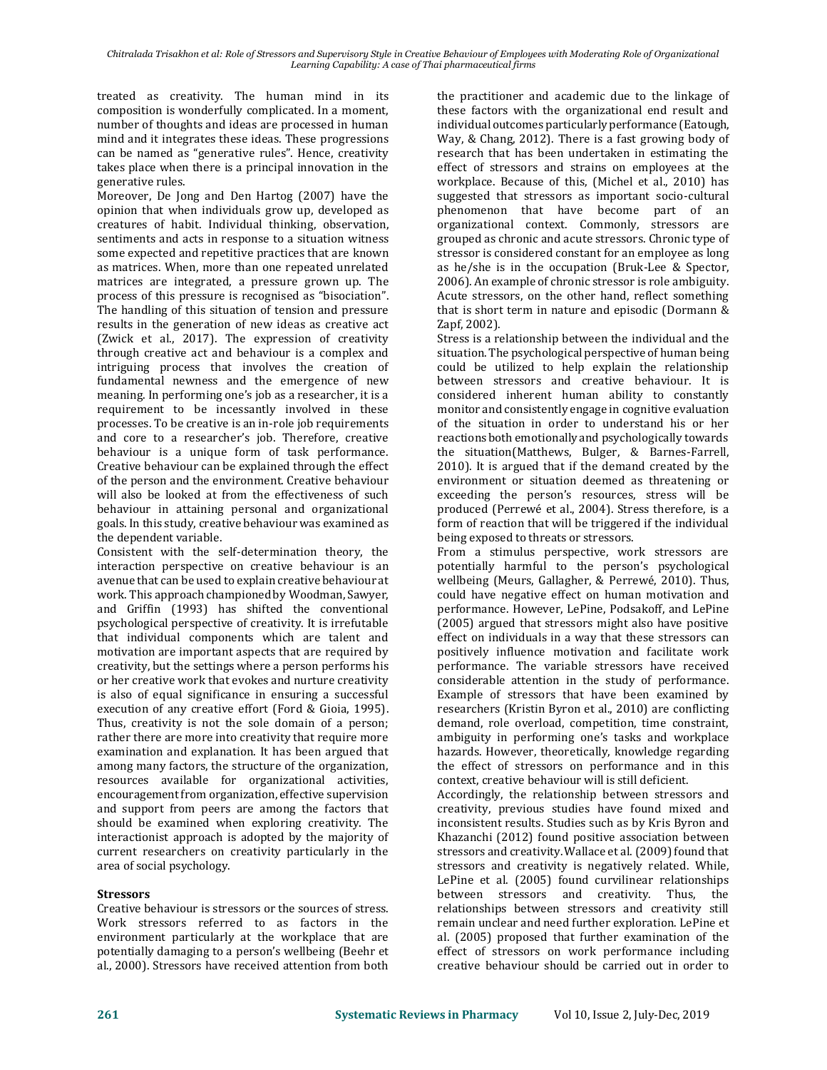treated as creativity. The human mind in its composition is wonderfully complicated. In a moment, number of thoughts and ideas are processed in human mind and it integrates these ideas. These progressions can be named as "generative rules". Hence, creativity takes place when there is a principal innovation in the generative rules.

Moreover, De Jong and Den Hartog (2007) have the opinion that when individuals grow up, developed as creatures of habit. Individual thinking, observation, sentiments and acts in response to a situation witness some expected and repetitive practices that are known as matrices. When, more than one repeated unrelated matrices are integrated, a pressure grown up. The process of this pressure is recognised as "bisociation". The handling of this situation of tension and pressure results in the generation of new ideas as creative act (Zwick et al., 2017). The expression of creativity through creative act and behaviour is a complex and intriguing process that involves the creation of fundamental newness and the emergence of new meaning. In performing one's job as a researcher, it is a requirement to be incessantly involved in these processes. To be creative is an in-role job requirements and core to a researcher's job. Therefore, creative behaviour is a unique form of task performance. Creative behaviour can be explained through the effect of the person and the environment. Creative behaviour will also be looked at from the effectiveness of such behaviour in attaining personal and organizational goals. In this study, creative behaviour was examined as the dependent variable.

Consistent with the self-determination theory, the interaction perspective on creative behaviour is an avenue that can be used to explain creative behaviour at work. This approach championed by Woodman, Sawyer, and Griffin (1993) has shifted the conventional psychological perspective of creativity. It is irrefutable that individual components which are talent and motivation are important aspects that are required by creativity, but the settings where a person performs his or her creative work that evokes and nurture creativity is also of equal significance in ensuring a successful execution of any creative effort (Ford & Gioia, 1995). Thus, creativity is not the sole domain of a person; rather there are more into creativity that require more examination and explanation. It has been argued that among many factors, the structure of the organization, resources available for organizational activities, encouragement from organization, effective supervision and support from peers are among the factors that should be examined when exploring creativity. The interactionist approach is adopted by the majority of current researchers on creativity particularly in the area of social psychology.

**Stressors**

Creative behaviour is stressors or the sources of stress. Work stressors referred to as factors in the environment particularly at the workplace that are potentially damaging to a person's wellbeing (Beehr et al., 2000). Stressors have received attention from both the practitioner and academic due to the linkage of these factors with the organizational end result and individual outcomes particularly performance (Eatough, Way, & Chang, 2012). There is a fast growing body of research that has been undertaken in estimating the effect of stressors and strains on employees at the workplace. Because of this, (Michel et al., 2010) has suggested that stressors as important socio-cultural phenomenon that have become part of an organizational context. Commonly, stressors are grouped as chronic and acute stressors. Chronic type of stressor is considered constant for an employee as long as he/she is in the occupation (Bruk-Lee & Spector, 2006). An example of chronic stressor is role ambiguity. Acute stressors, on the other hand, reflect something that is short term in nature and episodic (Dormann & Zapf, 2002).

Stress is a relationship between the individual and the situation. The psychological perspective of human being could be utilized to help explain the relationship between stressors and creative behaviour. It is considered inherent human ability to constantly monitor and consistently engage in cognitive evaluation of the situation in order to understand his or her reactions both emotionally and psychologically towards the situation(Matthews, Bulger, & Barnes-Farrell, 2010). It is argued that if the demand created by the environment or situation deemed as threatening or exceeding the person's resources, stress will be produced (Perrewé et al., 2004). Stress therefore, is a form of reaction that will be triggered if the individual being exposed to threats or stressors.

From a stimulus perspective, work stressors are potentially harmful to the person's psychological wellbeing (Meurs, Gallagher, & Perrewé, 2010). Thus, could have negative effect on human motivation and performance. However, LePine, Podsakoff, and LePine (2005) argued that stressors might also have positive effect on individuals in a way that these stressors can positively influence motivation and facilitate work performance. The variable stressors have received considerable attention in the study of performance. Example of stressors that have been examined by researchers (Kristin Byron et al., 2010) are conflicting demand, role overload, competition, time constraint, ambiguity in performing one's tasks and workplace hazards. However, theoretically, knowledge regarding the effect of stressors on performance and in this context, creative behaviour will is still deficient.

Accordingly, the relationship between stressors and creativity, previous studies have found mixed and inconsistent results. Studies such as by Kris Byron and Khazanchi (2012) found positive association between stressors and creativity. Wallace et al. (2009) found that stressors and creativity is negatively related. While, LePine et al. (2005) found curvilinear relationships between stressors and creativity. Thus, the relationships between stressors and creativity still remain unclear and need further exploration. LePine et al. (2005) proposed that further examination of the effect of stressors on work performance including creative behaviour should be carried out in order to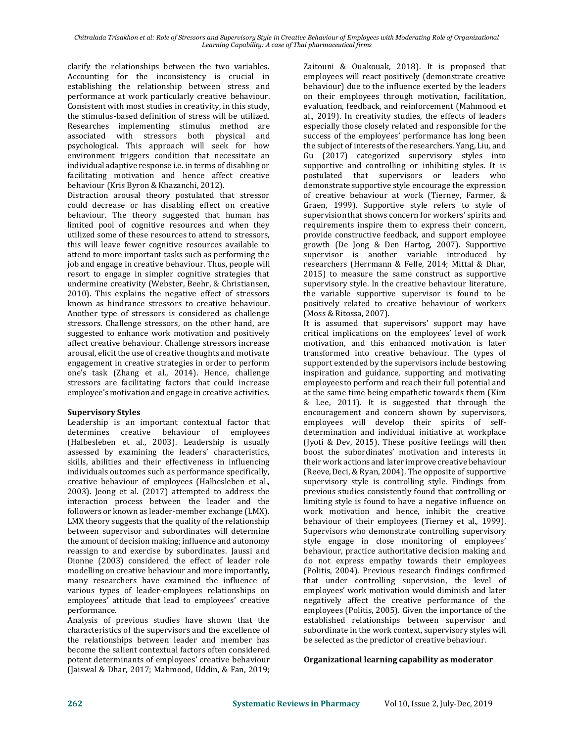clarify the relationships between the two variables. Accounting for the inconsistency is crucial in establishing the relationship between stress and performance at work particularly creative behaviour. Consistent with most studies in creativity, in this study, the stimulus-based definition of stress will be utilized. Researches implementing stimulus method are associated with stressors both physical and psychological. This approach will seek for how environment triggers condition that necessitate an individual adaptive response i.e. in terms of disabling or facilitating motivation and hence affect creative behaviour (Kris Byron & Khazanchi, 2012).

Distraction arousal theory postulated that stressor could decrease or has disabling effect on creative behaviour. The theory suggested that human has limited pool of cognitive resources and when they utilized some of these resources to attend to stressors, this will leave fewer cognitive resources available to attend to more important tasks such as performing the job and engage in creative behaviour. Thus, people will resort to engage in simpler cognitive strategies that undermine creativity (Webster, Beehr, & Christiansen, 2010). This explains the negative effect of stressors known as hindrance stressors to creative behaviour. Another type of stressors is considered as challenge stressors. Challenge stressors, on the other hand, are suggested to enhance work motivation and positively affect creative behaviour. Challenge stressors increase arousal, elicit the use of creative thoughts and motivate engagement in creative strategies in order to perform one's task (Zhang et al., 2014). Hence, challenge stressors are facilitating factors that could increase employee's motivation and engage in creative activities.

**Supervisory Styles**

Leadership is an important contextual factor that determines creative behaviour of employees (Halbesleben et al., 2003). Leadership is usually assessed by examining the leaders' characteristics, skills, abilities and their effectiveness in influencing individuals outcomes such as performance specifically, creative behaviour of employees (Halbesleben et al., 2003). Jeong et al. (2017) attempted to address the interaction process between the leader and the followers or known as leader-member exchange (LMX). LMX theory suggests that the quality of the relationship between supervisor and subordinates will determine the amount of decision making; influence and autonomy reassign to and exercise by subordinates. Jaussi and Dionne (2003) considered the effect of leader role modelling on creative behaviour and more importantly, many researchers have examined the influence of various types of leader-employees relationships on employees' attitude that lead to employees' creative performance.

Analysis of previous studies have shown that the characteristics of the supervisors and the excellence of the relationships between leader and member has become the salient contextual factors often considered potent determinants of employees' creative behaviour (Jaiswal & Dhar, 2017; Mahmood, Uddin, & Fan, 2019; Zaitouni & Ouakouak, 2018). It is proposed that employees will react positively (demonstrate creative behaviour) due to the influence exerted by the leaders on their employees through motivation, facilitation, evaluation, feedback, and reinforcement (Mahmood et al., 2019). In creativity studies, the effects of leaders especially those closely related and responsible for the success of the employees' performance has long been the subject of interests of the researchers. Yang, Liu, and Gu (2017) categorized supervisory styles into supportive and controlling or inhibiting styles. It is postulated that supervisors or leaders who demonstrate supportive style encourage the expression of creative behaviour at work (Tierney, Farmer, & Graen, 1999). Supportive style refers to style of supervision that shows concern for workers' spirits and requirements inspire them to express their concern, provide constructive feedback, and support employee growth (De Jong & Den Hartog, 2007). Supportive supervisor is another variable introduced by researchers (Herrmann & Felfe, 2014; Mittal & Dhar, 2015) to measure the same construct as supportive supervisory style. In the creative behaviour literature, the variable supportive supervisor is found to be positively related to creative behaviour of workers (Moss & Ritossa, 2007).

It is assumed that supervisors' support may have critical implications on the employees' level of work motivation, and this enhanced motivation is later transformed into creative behaviour. The types of support extended by the supervisors include bestowing inspiration and guidance, supporting and motivating employees to perform and reach their full potential and at the same time being empathetic towards them (Kim & Lee, 2011). It is suggested that through the encouragement and concern shown by supervisors, employees will develop their spirits of self-determination and individual initiative at workplace (Jyoti & Dev, 2015). These positive feelings will then boost the subordinates' motivation and interests in their work actions and later improve creative behaviour (Reeve, Deci, & Ryan, 2004). The opposite of supportive supervisory style is controlling style. Findings from previous studies consistently found that controlling or limiting style is found to have a negative influence on work motivation and hence, inhibit the creative behaviour of their employees (Tierney et al., 1999). Supervisors who demonstrate controlling supervisory style engage in close monitoring of employees' behaviour, practice authoritative decision making and do not express empathy towards their employees (Politis, 2004). Previous research findings confirmed that under controlling supervision, the level of employees' work motivation would diminish and later negatively affect the creative performance of the employees (Politis, 2005). Given the importance of the established relationships between supervisor and subordinate in the work context, supervisory styles will be selected as the predictor of creative behaviour.

**Organizational learning capability as moderator**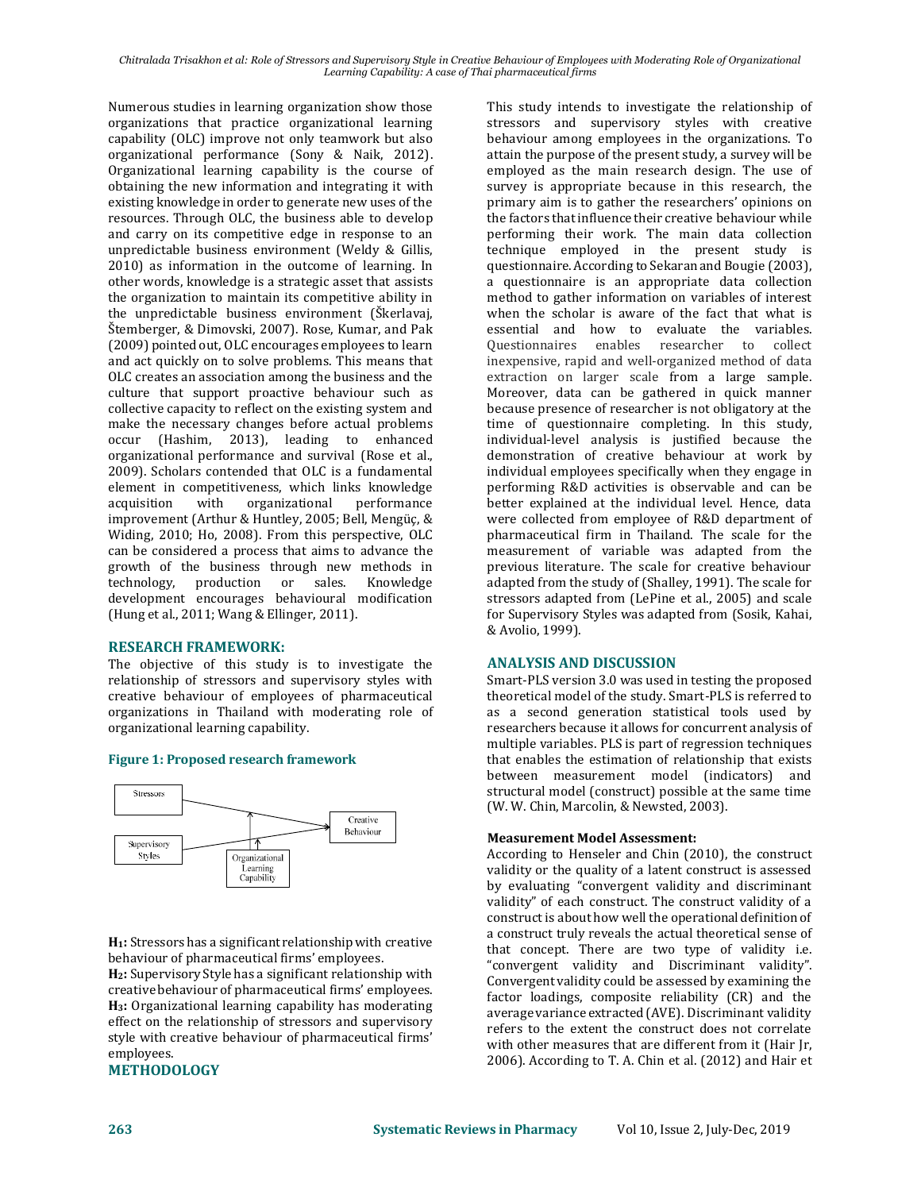Numerous studies in learning organization show those organizations that practice organizational learning capability (OLC) improve not only teamwork but also organizational performance (Sony & Naik, 2012). Organizational learning capability is the course of obtaining the new information and integrating it with existing knowledge in order to generate new uses of the resources. Through OLC, the business able to develop and carry on its competitive edge in response to an unpredictable business environment (Weldy & Gillis, 2010) as information in the outcome of learning. In other words, knowledge is a strategic asset that assists the organization to maintain its competitive ability in the unpredictable business environment (Škerlavaj, Štemberger, & Dimovski, 2007). Rose, Kumar, and Pak (2009) pointed out, OLC encourages employees to learn and act quickly on to solve problems. This means that OLC creates an association among the business and the culture that support proactive behaviour such as collective capacity to reflect on the existing system and make the necessary changes before actual problems occur (Hashim, 2013), leading to enhanced organizational performance and survival (Rose et al., 2009). Scholars contended that OLC is a fundamental element in competitiveness, which links knowledge acquisition with organizational performance improvement (Arthur & Huntley, 2005; Bell, Mengüç, & Widing, 2010; Ho, 2008). From this perspective, OLC can be considered a process that aims to advance the growth of the business through new methods in technology, production or sales. Knowledge development encourages behavioural modification (Hung et al., 2011; Wang & Ellinger, 2011).

## RESEARCH FRAMEWORK:

The objective of this study is to investigate the relationship of stressors and supervisory styles with creative behaviour of employees of pharmaceutical organizations in Thailand with moderating role of organizational learning capability.

**Figure 1: Proposed research framework**

Stressors → Creative Behaviour; Supervisory Styles → Creative Behaviour; Organizational Learning Capability (moderator)

**H₁:** Stressors has a significant relationship with creative behaviour of pharmaceutical firms' employees.

**H₂:** Supervisory Style has a significant relationship with creative behaviour of pharmaceutical firms' employees.

**H₃:** Organizational learning capability has moderating effect on the relationship of stressors and supervisory style with creative behaviour of pharmaceutical firms' employees.

## METHODOLOGY

This study intends to investigate the relationship of stressors and supervisory styles with creative behaviour among employees in the organizations. To attain the purpose of the present study, a survey will be employed as the main research design. The use of survey is appropriate because in this research, the primary aim is to gather the researchers' opinions on the factors that influence their creative behaviour while performing their work. The main data collection technique employed in the present study is questionnaire. According to Sekaran and Bougie (2003), a questionnaire is an appropriate data collection method to gather information on variables of interest when the scholar is aware of the fact that what is essential and how to evaluate the variables. Questionnaires enables researcher to collect inexpensive, rapid and well-organized method of data extraction on larger scale from a large sample. Moreover, data can be gathered in quick manner because presence of researcher is not obligatory at the time of questionnaire completing. In this study, individual-level analysis is justified because the demonstration of creative behaviour at work by individual employees specifically when they engage in performing R&D activities is observable and can be better explained at the individual level. Hence, data were collected from employee of R&D department of pharmaceutical firm in Thailand. The scale for the measurement of variable was adapted from the previous literature. The scale for creative behaviour adapted from the study of (Shalley, 1991). The scale for stressors adapted from (LePine et al., 2005) and scale for Supervisory Styles was adapted from (Sosik, Kahai, & Avolio, 1999).

## ANALYSIS AND DISCUSSION

Smart-PLS version 3.0 was used in testing the proposed theoretical model of the study. Smart-PLS is referred to as a second generation statistical tools used by researchers because it allows for concurrent analysis of multiple variables. PLS is part of regression techniques that enables the estimation of relationship that exists between measurement model (indicators) and structural model (construct) possible at the same time (W. W. Chin, Marcolin, & Newsted, 2003).

### Measurement Model Assessment:

According to Henseler and Chin (2010), the construct validity or the quality of a latent construct is assessed by evaluating "convergent validity and discriminant validity" of each construct. The construct validity of a construct is about how well the operational definition of a construct truly reveals the actual theoretical sense of that concept. There are two type of validity i.e. "convergent validity and Discriminant validity". Convergent validity could be assessed by examining the factor loadings, composite reliability (CR) and the average variance extracted (AVE). Discriminant validity refers to the extent the construct does not correlate with other measures that are different from it (Hair Jr, 2006). According to T. A. Chin et al. (2012) and Hair et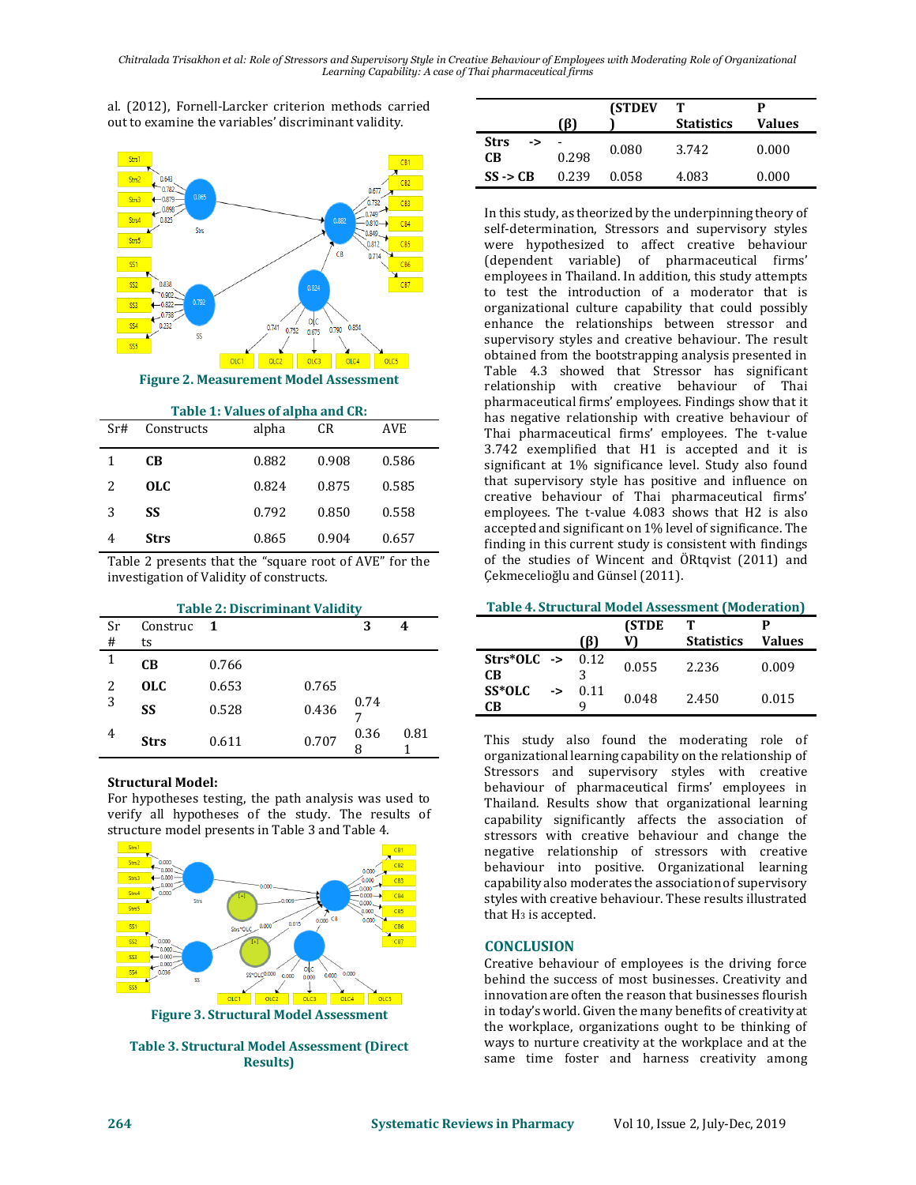al. (2012), Fornell-Larcker criterion methods carried out to examine the variables' discriminant validity.

**Figure 2. Measurement Model Assessment**

**Table 1: Values of alpha and CR:**

| Sr# | Constructs | alpha | CR | AVE |
|---|---|---|---|---|
| 1 | **CB** | 0.882 | 0.908 | 0.586 |
| 2 | **OLC** | 0.824 | 0.875 | 0.585 |
| 3 | **SS** | 0.792 | 0.850 | 0.558 |
| 4 | **Strs** | 0.865 | 0.904 | 0.657 |

Table 2 presents that the "square root of AVE" for the investigation of Validity of constructs.

**Table 2: Discriminant Validity**

| Sr # | Constructs | 1 | | 3 | 4 |
|---|---|---|---|---|---|
| 1 | **CB** | 0.766 | | | |
| 2 | **OLC** | 0.653 | 0.765 | | |
| 3 | **SS** | 0.528 | 0.436 | 0.747 | |
| 4 | **Strs** | 0.611 | 0.707 | 0.368 | 0.811 |

**Structural Model:**

For hypotheses testing, the path analysis was used to verify all hypotheses of the study. The results of structure model presents in Table 3 and Table 4.

**Figure 3. Structural Model Assessment**

**Table 3. Structural Model Assessment (Direct Results)**

| | (β) | (STDEV) | T Statistics | P Values |
|---|---|---|---|---|
| **Strs -> CB** | -0.298 | 0.080 | 3.742 | 0.000 |
| **SS -> CB** | 0.239 | 0.058 | 4.083 | 0.000 |

In this study, as theorized by the underpinning theory of self-determination, Stressors and supervisory styles were hypothesized to affect creative behaviour (dependent variable) of pharmaceutical firms' employees in Thailand. In addition, this study attempts to test the introduction of a moderator that is organizational culture capability that could possibly enhance the relationships between stressor and supervisory styles and creative behaviour. The result obtained from the bootstrapping analysis presented in Table 4.3 showed that Stressor has significant relationship with creative behaviour of Thai pharmaceutical firms' employees. Findings show that it has negative relationship with creative behaviour of Thai pharmaceutical firms' employees. The t-value 3.742 exemplified that H1 is accepted and it is significant at 1% significance level. Study also found that supervisory style has positive and influence on creative behaviour of Thai pharmaceutical firms' employees. The t-value 4.083 shows that H2 is also accepted and significant on 1% level of significance. The finding in this current study is consistent with findings of the studies of Wincent and ÖRtqvist (2011) and Çekmecelioğlu and Günsel (2011).

**Table 4. Structural Model Assessment (Moderation)**

| | (β) | (STDEV) | T Statistics | P Values |
|---|---|---|---|---|
| **Strs*OLC -> CB** | 0.123 | 0.055 | 2.236 | 0.009 |
| **SS*OLC -> CB** | 0.119 | 0.048 | 2.450 | 0.015 |

This study also found the moderating role of organizational learning capability on the relationship of Stressors and supervisory styles with creative behaviour of pharmaceutical firms' employees in Thailand. Results show that organizational learning capability significantly affects the association of stressors with creative behaviour and change the negative relationship of stressors with creative behaviour into positive. Organizational learning capability also moderates the association of supervisory styles with creative behaviour. These results illustrated that H3 is accepted.

## CONCLUSION

Creative behaviour of employees is the driving force behind the success of most businesses. Creativity and innovation are often the reason that businesses flourish in today's world. Given the many benefits of creativity at the workplace, organizations ought to be thinking of ways to nurture creativity at the workplace and at the same time foster and harness creativity among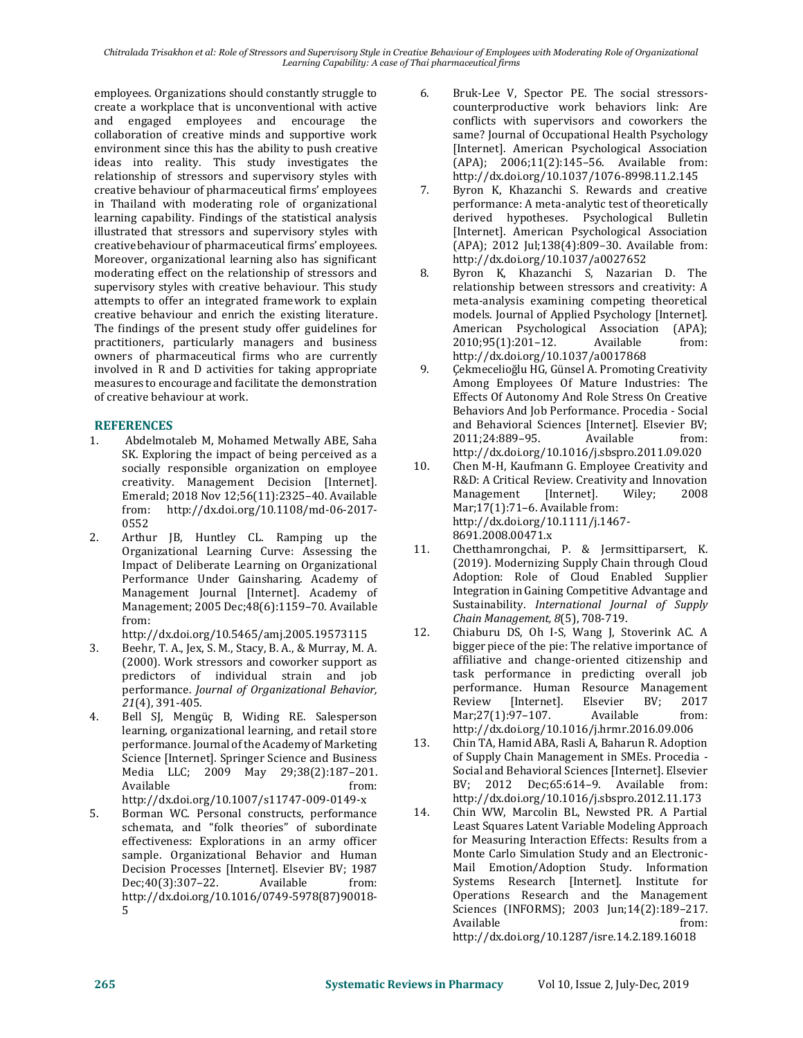employees. Organizations should constantly struggle to create a workplace that is unconventional with active and engaged employees and encourage the collaboration of creative minds and supportive work environment since this has the ability to push creative ideas into reality. This study investigates the relationship of stressors and supervisory styles with creative behaviour of pharmaceutical firms' employees in Thailand with moderating role of organizational learning capability. Findings of the statistical analysis illustrated that stressors and supervisory styles with creative behaviour of pharmaceutical firms' employees. Moreover, organizational learning also has significant moderating effect on the relationship of stressors and supervisory styles with creative behaviour. This study attempts to offer an integrated framework to explain creative behaviour and enrich the existing literature. The findings of the present study offer guidelines for practitioners, particularly managers and business owners of pharmaceutical firms who are currently involved in R and D activities for taking appropriate measures to encourage and facilitate the demonstration of creative behaviour at work.

## REFERENCES

1. Abdelmotaleb M, Mohamed Metwally ABE, Saha SK. Exploring the impact of being perceived as a socially responsible organization on employee creativity. Management Decision [Internet]. Emerald; 2018 Nov 12;56(11):2325–40. Available from: http://dx.doi.org/10.1108/md-06-2017-0552
2. Arthur JB, Huntley CL. Ramping up the Organizational Learning Curve: Assessing the Impact of Deliberate Learning on Organizational Performance Under Gainsharing. Academy of Management Journal [Internet]. Academy of Management; 2005 Dec;48(6):1159–70. Available from: http://dx.doi.org/10.5465/amj.2005.19573115
3. Beehr, T. A., Jex, S. M., Stacy, B. A., & Murray, M. A. (2000). Work stressors and coworker support as predictors of individual strain and job performance. *Journal of Organizational Behavior, 21*(4), 391-405.
4. Bell SJ, Mengüç B, Widing RE. Salesperson learning, organizational learning, and retail store performance. Journal of the Academy of Marketing Science [Internet]. Springer Science and Business Media LLC; 2009 May 29;38(2):187–201. Available from: http://dx.doi.org/10.1007/s11747-009-0149-x
5. Borman WC. Personal constructs, performance schemata, and "folk theories" of subordinate effectiveness: Explorations in an army officer sample. Organizational Behavior and Human Decision Processes [Internet]. Elsevier BV; 1987 Dec;40(3):307–22. Available from: http://dx.doi.org/10.1016/0749-5978(87)90018-5
6. Bruk-Lee V, Spector PE. The social stressors-counterproductive work behaviors link: Are conflicts with supervisors and coworkers the same? Journal of Occupational Health Psychology [Internet]. American Psychological Association (APA); 2006;11(2):145–56. Available from: http://dx.doi.org/10.1037/1076-8998.11.2.145
7. Byron K, Khazanchi S. Rewards and creative performance: A meta-analytic test of theoretically derived hypotheses. Psychological Bulletin [Internet]. American Psychological Association (APA); 2012 Jul;138(4):809–30. Available from: http://dx.doi.org/10.1037/a0027652
8. Byron K, Khazanchi S, Nazarian D. The relationship between stressors and creativity: A meta-analysis examining competing theoretical models. Journal of Applied Psychology [Internet]. American Psychological Association (APA); 2010;95(1):201–12. Available from: http://dx.doi.org/10.1037/a0017868
9. Çekmecelioğlu HG, Günsel A. Promoting Creativity Among Employees Of Mature Industries: The Effects Of Autonomy And Role Stress On Creative Behaviors And Job Performance. Procedia - Social and Behavioral Sciences [Internet]. Elsevier BV; 2011;24:889–95. Available from: http://dx.doi.org/10.1016/j.sbspro.2011.09.020
10. Chen M-H, Kaufmann G. Employee Creativity and R&D: A Critical Review. Creativity and Innovation Management [Internet]. Wiley; 2008 Mar;17(1):71–6. Available from: http://dx.doi.org/10.1111/j.1467-8691.2008.00471.x
11. Chetthamrongchai, P. & Jermsittiparsert, K. (2019). Modernizing Supply Chain through Cloud Adoption: Role of Cloud Enabled Supplier Integration in Gaining Competitive Advantage and Sustainability. *International Journal of Supply Chain Management, 8*(5), 708-719.
12. Chiaburu DS, Oh I-S, Wang J, Stoverink AC. A bigger piece of the pie: The relative importance of affiliative and change-oriented citizenship and task performance in predicting overall job performance. Human Resource Management Review [Internet]. Elsevier BV; 2017 Mar;27(1):97–107. Available from: http://dx.doi.org/10.1016/j.hrmr.2016.09.006
13. Chin TA, Hamid ABA, Rasli A, Baharun R. Adoption of Supply Chain Management in SMEs. Procedia - Social and Behavioral Sciences [Internet]. Elsevier BV; 2012 Dec;65:614–9. Available from: http://dx.doi.org/10.1016/j.sbspro.2012.11.173
14. Chin WW, Marcolin BL, Newsted PR. A Partial Least Squares Latent Variable Modeling Approach for Measuring Interaction Effects: Results from a Monte Carlo Simulation Study and an Electronic-Mail Emotion/Adoption Study. Information Systems Research [Internet]. Institute for Operations Research and the Management Sciences (INFORMS); 2003 Jun;14(2):189–217. Available from: http://dx.doi.org/10.1287/isre.14.2.189.16018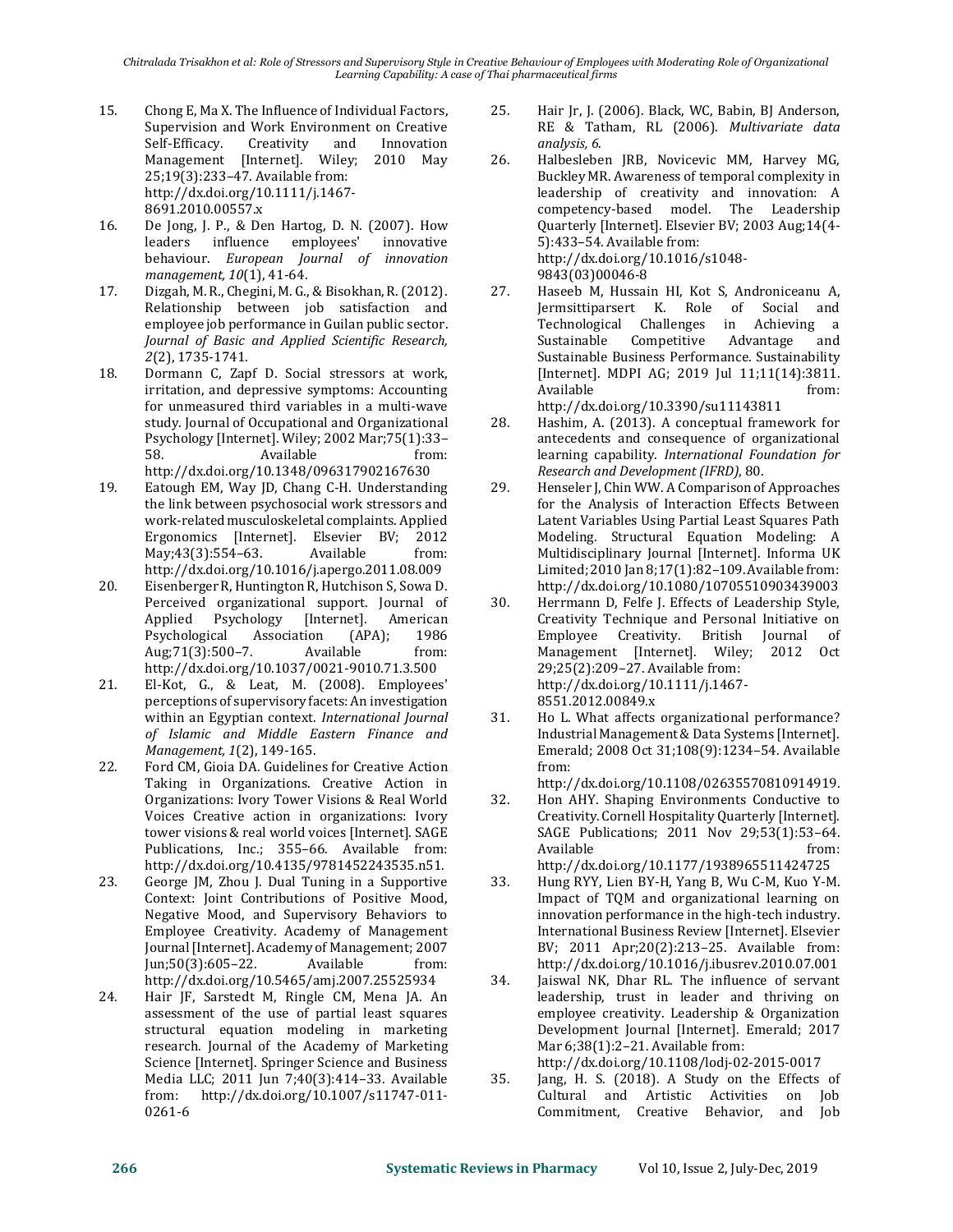15. Chong E, Ma X. The Influence of Individual Factors, Supervision and Work Environment on Creative Self-Efficacy. Creativity and Innovation Management [Internet]. Wiley; 2010 May 25;19(3):233–47. Available from: http://dx.doi.org/10.1111/j.1467-8691.2010.00557.x
16. De Jong, J. P., & Den Hartog, D. N. (2007). How leaders influence employees' innovative behaviour. *European Journal of innovation management, 10*(1), 41-64.
17. Dizgah, M. R., Chegini, M. G., & Bisokhan, R. (2012). Relationship between job satisfaction and employee job performance in Guilan public sector. *Journal of Basic and Applied Scientific Research, 2*(2), 1735-1741.
18. Dormann C, Zapf D. Social stressors at work, irritation, and depressive symptoms: Accounting for unmeasured third variables in a multi-wave study. Journal of Occupational and Organizational Psychology [Internet]. Wiley; 2002 Mar;75(1):33–58. Available from: http://dx.doi.org/10.1348/096317902167630
19. Eatough EM, Way JD, Chang C-H. Understanding the link between psychosocial work stressors and work-related musculoskeletal complaints. Applied Ergonomics [Internet]. Elsevier BV; 2012 May;43(3):554–63. Available from: http://dx.doi.org/10.1016/j.apergo.2011.08.009
20. Eisenberger R, Huntington R, Hutchison S, Sowa D. Perceived organizational support. Journal of Applied Psychology [Internet]. American Psychological Association (APA); 1986 Aug;71(3):500–7. Available from: http://dx.doi.org/10.1037/0021-9010.71.3.500
21. El-Kot, G., & Leat, M. (2008). Employees' perceptions of supervisory facets: An investigation within an Egyptian context. *International Journal of Islamic and Middle Eastern Finance and Management, 1*(2), 149-165.
22. Ford CM, Gioia DA. Guidelines for Creative Action Taking in Organizations. Creative Action in Organizations: Ivory Tower Visions & Real World Voices Creative action in organizations: Ivory tower visions & real world voices [Internet]. SAGE Publications, Inc.; 355–66. Available from: http://dx.doi.org/10.4135/9781452243535.n51.
23. George JM, Zhou J. Dual Tuning in a Supportive Context: Joint Contributions of Positive Mood, Negative Mood, and Supervisory Behaviors to Employee Creativity. Academy of Management Journal [Internet]. Academy of Management; 2007 Jun;50(3):605–22. Available from: http://dx.doi.org/10.5465/amj.2007.25525934
24. Hair JF, Sarstedt M, Ringle CM, Mena JA. An assessment of the use of partial least squares structural equation modeling in marketing research. Journal of the Academy of Marketing Science [Internet]. Springer Science and Business Media LLC; 2011 Jun 7;40(3):414–33. Available from: http://dx.doi.org/10.1007/s11747-011-0261-6
25. Hair Jr, J. (2006). Black, WC, Babin, BJ Anderson, RE & Tatham, RL (2006). *Multivariate data analysis, 6.*
26. Halbesleben JRB, Novicevic MM, Harvey MG, Buckley MR. Awareness of temporal complexity in leadership of creativity and innovation: A competency-based model. The Leadership Quarterly [Internet]. Elsevier BV; 2003 Aug;14(4-5):433–54. Available from: http://dx.doi.org/10.1016/s1048-9843(03)00046-8
27. Haseeb M, Hussain HI, Kot S, Androniceanu A, Jermsittiparsert K. Role of Social and Technological Challenges in Achieving a Sustainable Competitive Advantage and Sustainable Business Performance. Sustainability [Internet]. MDPI AG; 2019 Jul 11;11(14):3811. Available from: http://dx.doi.org/10.3390/su11143811
28. Hashim, A. (2013). A conceptual framework for antecedents and consequence of organizational learning capability. *International Foundation for Research and Development (IFRD)*, 80.
29. Henseler J, Chin WW. A Comparison of Approaches for the Analysis of Interaction Effects Between Latent Variables Using Partial Least Squares Path Modeling. Structural Equation Modeling: A Multidisciplinary Journal [Internet]. Informa UK Limited; 2010 Jan 8;17(1):82–109. Available from: http://dx.doi.org/10.1080/10705510903439003
30. Herrmann D, Felfe J. Effects of Leadership Style, Creativity Technique and Personal Initiative on Employee Creativity. British Journal of Management [Internet]. Wiley; 2012 Oct 29;25(2):209–27. Available from: http://dx.doi.org/10.1111/j.1467-8551.2012.00849.x
31. Ho L. What affects organizational performance? Industrial Management & Data Systems [Internet]. Emerald; 2008 Oct 31;108(9):1234–54. Available from: http://dx.doi.org/10.1108/02635570810914919.
32. Hon AHY. Shaping Environments Conductive to Creativity. Cornell Hospitality Quarterly [Internet]. SAGE Publications; 2011 Nov 29;53(1):53–64. Available from: http://dx.doi.org/10.1177/1938965511424725
33. Hung RYY, Lien BY-H, Yang B, Wu C-M, Kuo Y-M. Impact of TQM and organizational learning on innovation performance in the high-tech industry. International Business Review [Internet]. Elsevier BV; 2011 Apr;20(2):213–25. Available from: http://dx.doi.org/10.1016/j.ibusrev.2010.07.001
34. Jaiswal NK, Dhar RL. The influence of servant leadership, trust in leader and thriving on employee creativity. Leadership & Organization Development Journal [Internet]. Emerald; 2017 Mar 6;38(1):2–21. Available from: http://dx.doi.org/10.1108/lodj-02-2015-0017
35. Jang, H. S. (2018). A Study on the Effects of Cultural and Artistic Activities on Job Commitment, Creative Behavior, and Job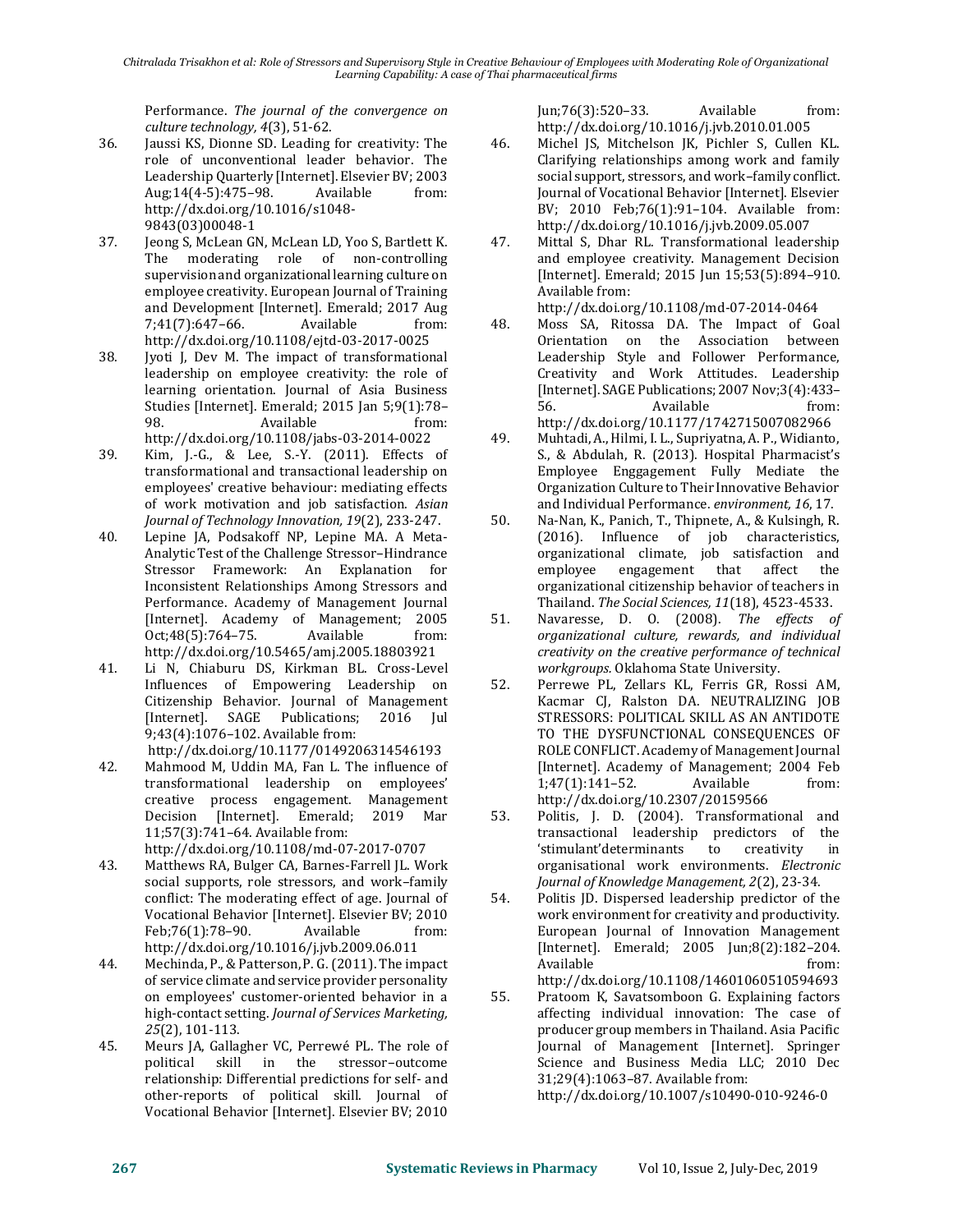Performance. *The journal of the convergence on culture technology, 4*(3), 51-62.

36. Jaussi KS, Dionne SD. Leading for creativity: The role of unconventional leader behavior. The Leadership Quarterly [Internet]. Elsevier BV; 2003 Aug;14(4-5):475–98. Available from: http://dx.doi.org/10.1016/s1048-9843(03)00048-1
37. Jeong S, McLean GN, McLean LD, Yoo S, Bartlett K. The moderating role of non-controlling supervision and organizational learning culture on employee creativity. European Journal of Training and Development [Internet]. Emerald; 2017 Aug 7;41(7):647–66. Available from: http://dx.doi.org/10.1108/ejtd-03-2017-0025
38. Jyoti J, Dev M. The impact of transformational leadership on employee creativity: the role of learning orientation. Journal of Asia Business Studies [Internet]. Emerald; 2015 Jan 5;9(1):78–98. Available from: http://dx.doi.org/10.1108/jabs-03-2014-0022
39. Kim, J.-G., & Lee, S.-Y. (2011). Effects of transformational and transactional leadership on employees' creative behaviour: mediating effects of work motivation and job satisfaction. *Asian Journal of Technology Innovation, 19*(2), 233-247.
40. Lepine JA, Podsakoff NP, Lepine MA. A Meta-Analytic Test of the Challenge Stressor–Hindrance Stressor Framework: An Explanation for Inconsistent Relationships Among Stressors and Performance. Academy of Management Journal [Internet]. Academy of Management; 2005 Oct;48(5):764–75. Available from: http://dx.doi.org/10.5465/amj.2005.18803921
41. Li N, Chiaburu DS, Kirkman BL. Cross-Level Influences of Empowering Leadership on Citizenship Behavior. Journal of Management [Internet]. SAGE Publications; 2016 Jul 9;43(4):1076–102. Available from: http://dx.doi.org/10.1177/0149206314546193
42. Mahmood M, Uddin MA, Fan L. The influence of transformational leadership on employees' creative process engagement. Management Decision [Internet]. Emerald; 2019 Mar 11;57(3):741–64. Available from: http://dx.doi.org/10.1108/md-07-2017-0707
43. Matthews RA, Bulger CA, Barnes-Farrell JL. Work social supports, role stressors, and work–family conflict: The moderating effect of age. Journal of Vocational Behavior [Internet]. Elsevier BV; 2010 Feb;76(1):78–90. Available from: http://dx.doi.org/10.1016/j.jvb.2009.06.011
44. Mechinda, P., & Patterson, P. G. (2011). The impact of service climate and service provider personality on employees' customer-oriented behavior in a high-contact setting. *Journal of Services Marketing, 25*(2), 101-113.
45. Meurs JA, Gallagher VC, Perrewé PL. The role of political skill in the stressor–outcome relationship: Differential predictions for self- and other-reports of political skill. Journal of Vocational Behavior [Internet]. Elsevier BV; 2010 Jun;76(3):520–33. Available from: http://dx.doi.org/10.1016/j.jvb.2010.01.005
46. Michel JS, Mitchelson JK, Pichler S, Cullen KL. Clarifying relationships among work and family social support, stressors, and work–family conflict. Journal of Vocational Behavior [Internet]. Elsevier BV; 2010 Feb;76(1):91–104. Available from: http://dx.doi.org/10.1016/j.jvb.2009.05.007
47. Mittal S, Dhar RL. Transformational leadership and employee creativity. Management Decision [Internet]. Emerald; 2015 Jun 15;53(5):894–910. Available from: http://dx.doi.org/10.1108/md-07-2014-0464
48. Moss SA, Ritossa DA. The Impact of Goal Orientation on the Association between Leadership Style and Follower Performance, Creativity and Work Attitudes. Leadership [Internet]. SAGE Publications; 2007 Nov;3(4):433–56. Available from: http://dx.doi.org/10.1177/1742715007082966
49. Muhtadi, A., Hilmi, I. L., Supriyatna, A. P., Widianto, S., & Abdulah, R. (2013). Hospital Pharmacist's Employee Enggagement Fully Mediate the Organization Culture to Their Innovative Behavior and Individual Performance. *environment, 16*, 17.
50. Na-Nan, K., Panich, T., Thipnete, A., & Kulsingh, R. (2016). Influence of job characteristics, organizational climate, job satisfaction and employee engagement that affect the organizational citizenship behavior of teachers in Thailand. *The Social Sciences, 11*(18), 4523-4533.
51. Navaresse, D. O. (2008). *The effects of organizational culture, rewards, and individual creativity on the creative performance of technical workgroups.* Oklahoma State University.
52. Perrewe PL, Zellars KL, Ferris GR, Rossi AM, Kacmar CJ, Ralston DA. NEUTRALIZING JOB STRESSORS: POLITICAL SKILL AS AN ANTIDOTE TO THE DYSFUNCTIONAL CONSEQUENCES OF ROLE CONFLICT. Academy of Management Journal [Internet]. Academy of Management; 2004 Feb 1;47(1):141–52. Available from: http://dx.doi.org/10.2307/20159566
53. Politis, J. D. (2004). Transformational and transactional leadership predictors of the 'stimulant'determinants to creativity in organisational work environments. *Electronic Journal of Knowledge Management, 2*(2), 23-34.
54. Politis JD. Dispersed leadership predictor of the work environment for creativity and productivity. European Journal of Innovation Management [Internet]. Emerald; 2005 Jun;8(2):182–204. Available from: http://dx.doi.org/10.1108/14601060510594693
55. Pratoom K, Savatsomboon G. Explaining factors affecting individual innovation: The case of producer group members in Thailand. Asia Pacific Journal of Management [Internet]. Springer Science and Business Media LLC; 2010 Dec 31;29(4):1063–87. Available from: http://dx.doi.org/10.1007/s10490-010-9246-0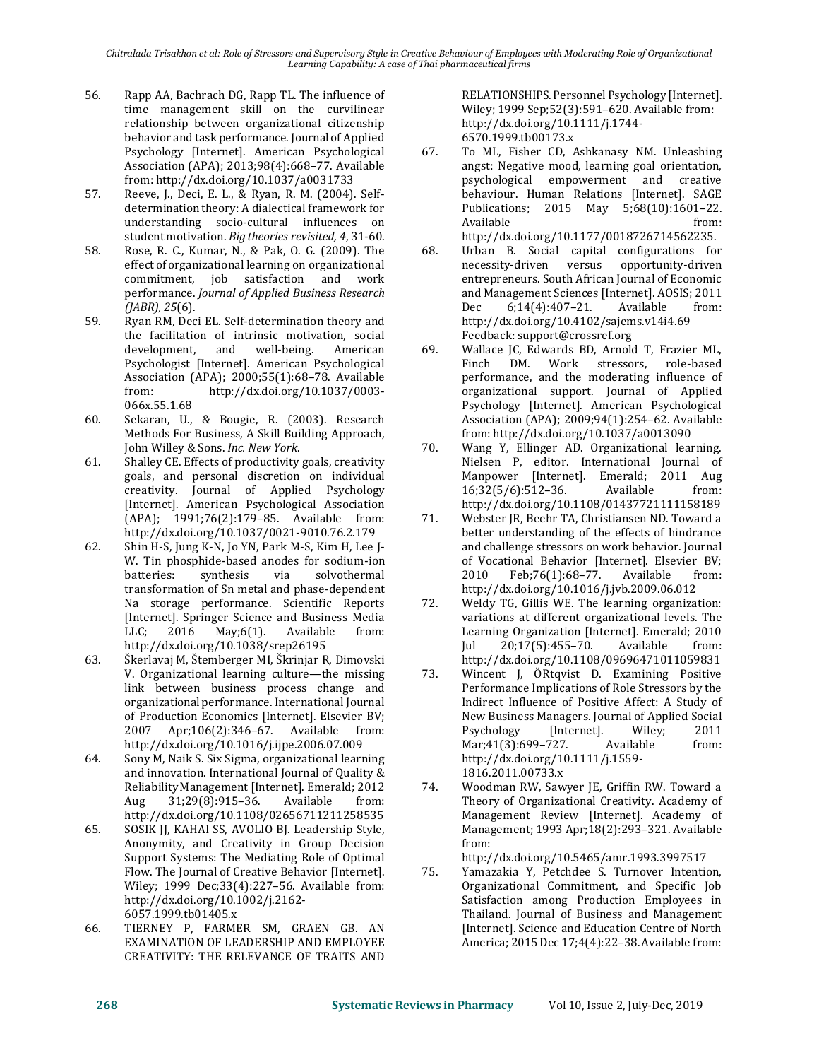56. Rapp AA, Bachrach DG, Rapp TL. The influence of time management skill on the curvilinear relationship between organizational citizenship behavior and task performance. Journal of Applied Psychology [Internet]. American Psychological Association (APA); 2013;98(4):668–77. Available from: http://dx.doi.org/10.1037/a0031733
57. Reeve, J., Deci, E. L., & Ryan, R. M. (2004). Self-determination theory: A dialectical framework for understanding socio-cultural influences on student motivation. *Big theories revisited, 4*, 31-60.
58. Rose, R. C., Kumar, N., & Pak, O. G. (2009). The effect of organizational learning on organizational commitment, job satisfaction and work performance. *Journal of Applied Business Research (JABR), 25*(6).
59. Ryan RM, Deci EL. Self-determination theory and the facilitation of intrinsic motivation, social development, and well-being. American Psychologist [Internet]. American Psychological Association (APA); 2000;55(1):68–78. Available from: http://dx.doi.org/10.1037/0003-066x.55.1.68
60. Sekaran, U., & Bougie, R. (2003). Research Methods For Business, A Skill Building Approach, John Willey & Sons. *Inc. New York*.
61. Shalley CE. Effects of productivity goals, creativity goals, and personal discretion on individual creativity. Journal of Applied Psychology [Internet]. American Psychological Association (APA); 1991;76(2):179–85. Available from: http://dx.doi.org/10.1037/0021-9010.76.2.179
62. Shin H-S, Jung K-N, Jo YN, Park M-S, Kim H, Lee J-W. Tin phosphide-based anodes for sodium-ion batteries: synthesis via solvothermal transformation of Sn metal and phase-dependent Na storage performance. Scientific Reports [Internet]. Springer Science and Business Media LLC; 2016 May;6(1). Available from: http://dx.doi.org/10.1038/srep26195
63. Škerlavaj M, Štemberger MI, Škrinjar R, Dimovski V. Organizational learning culture—the missing link between business process change and organizational performance. International Journal of Production Economics [Internet]. Elsevier BV; 2007 Apr;106(2):346–67. Available from: http://dx.doi.org/10.1016/j.ijpe.2006.07.009
64. Sony M, Naik S. Six Sigma, organizational learning and innovation. International Journal of Quality & Reliability Management [Internet]. Emerald; 2012 Aug 31;29(8):915–36. Available from: http://dx.doi.org/10.1108/02656711211258535
65. SOSIK JJ, KAHAI SS, AVOLIO BJ. Leadership Style, Anonymity, and Creativity in Group Decision Support Systems: The Mediating Role of Optimal Flow. The Journal of Creative Behavior [Internet]. Wiley; 1999 Dec;33(4):227–56. Available from: http://dx.doi.org/10.1002/j.2162-6057.1999.tb01405.x
66. TIERNEY P, FARMER SM, GRAEN GB. AN EXAMINATION OF LEADERSHIP AND EMPLOYEE CREATIVITY: THE RELEVANCE OF TRAITS AND RELATIONSHIPS. Personnel Psychology [Internet]. Wiley; 1999 Sep;52(3):591–620. Available from: http://dx.doi.org/10.1111/j.1744-6570.1999.tb00173.x
67. To ML, Fisher CD, Ashkanasy NM. Unleashing angst: Negative mood, learning goal orientation, psychological empowerment and creative behaviour. Human Relations [Internet]. SAGE Publications; 2015 May 5;68(10):1601–22. Available from: http://dx.doi.org/10.1177/0018726714562235.
68. Urban B. Social capital configurations for necessity-driven versus opportunity-driven entrepreneurs. South African Journal of Economic and Management Sciences [Internet]. AOSIS; 2011 Dec 6;14(4):407–21. Available from: http://dx.doi.org/10.4102/sajems.v14i4.69 Feedback: support@crossref.org
69. Wallace JC, Edwards BD, Arnold T, Frazier ML, Finch DM. Work stressors, role-based performance, and the moderating influence of organizational support. Journal of Applied Psychology [Internet]. American Psychological Association (APA); 2009;94(1):254–62. Available from: http://dx.doi.org/10.1037/a0013090
70. Wang Y, Ellinger AD. Organizational learning. Nielsen P, editor. International Journal of Manpower [Internet]. Emerald; 2011 Aug 16;32(5/6):512–36. Available from: http://dx.doi.org/10.1108/01437721111158189
71. Webster JR, Beehr TA, Christiansen ND. Toward a better understanding of the effects of hindrance and challenge stressors on work behavior. Journal of Vocational Behavior [Internet]. Elsevier BV; 2010 Feb;76(1):68–77. Available from: http://dx.doi.org/10.1016/j.jvb.2009.06.012
72. Weldy TG, Gillis WE. The learning organization: variations at different organizational levels. The Learning Organization [Internet]. Emerald; 2010 Jul 20;17(5):455–70. Available from: http://dx.doi.org/10.1108/09696471011059831
73. Wincent J, ÖRtqvist D. Examining Positive Performance Implications of Role Stressors by the Indirect Influence of Positive Affect: A Study of New Business Managers. Journal of Applied Social Psychology [Internet]. Wiley; 2011 Mar;41(3):699–727. Available from: http://dx.doi.org/10.1111/j.1559-1816.2011.00733.x
74. Woodman RW, Sawyer JE, Griffin RW. Toward a Theory of Organizational Creativity. Academy of Management Review [Internet]. Academy of Management; 1993 Apr;18(2):293–321. Available from: http://dx.doi.org/10.5465/amr.1993.3997517
75. Yamazakia Y, Petchdee S. Turnover Intention, Organizational Commitment, and Specific Job Satisfaction among Production Employees in Thailand. Journal of Business and Management [Internet]. Science and Education Centre of North America; 2015 Dec 17;4(4):22–38. Available from: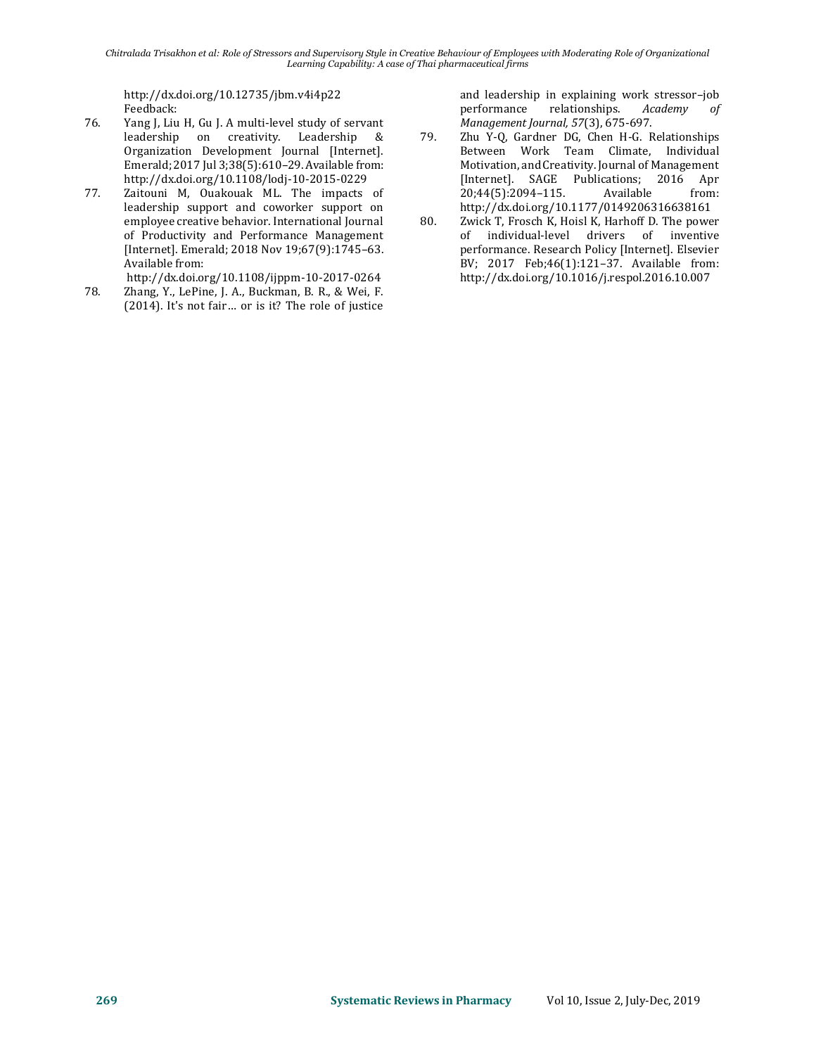http://dx.doi.org/10.12735/jbm.v4i4p22
Feedback:

76. Yang J, Liu H, Gu J. A multi-level study of servant leadership on creativity. Leadership & Organization Development Journal [Internet]. Emerald; 2017 Jul 3;38(5):610–29. Available from: http://dx.doi.org/10.1108/lodj-10-2015-0229
77. Zaitouni M, Ouakouak ML. The impacts of leadership support and coworker support on employee creative behavior. International Journal of Productivity and Performance Management [Internet]. Emerald; 2018 Nov 19;67(9):1745–63. Available from: http://dx.doi.org/10.1108/ijppm-10-2017-0264
78. Zhang, Y., LePine, J. A., Buckman, B. R., & Wei, F. (2014). It's not fair… or is it? The role of justice and leadership in explaining work stressor–job performance relationships. *Academy of Management Journal, 57*(3), 675-697.
79. Zhu Y-Q, Gardner DG, Chen H-G. Relationships Between Work Team Climate, Individual Motivation, and Creativity. Journal of Management [Internet]. SAGE Publications; 2016 Apr 20;44(5):2094–115. Available from: http://dx.doi.org/10.1177/0149206316638161
80. Zwick T, Frosch K, Hoisl K, Harhoff D. The power of individual-level drivers of inventive performance. Research Policy [Internet]. Elsevier BV; 2017 Feb;46(1):121–37. Available from: http://dx.doi.org/10.1016/j.respol.2016.10.007